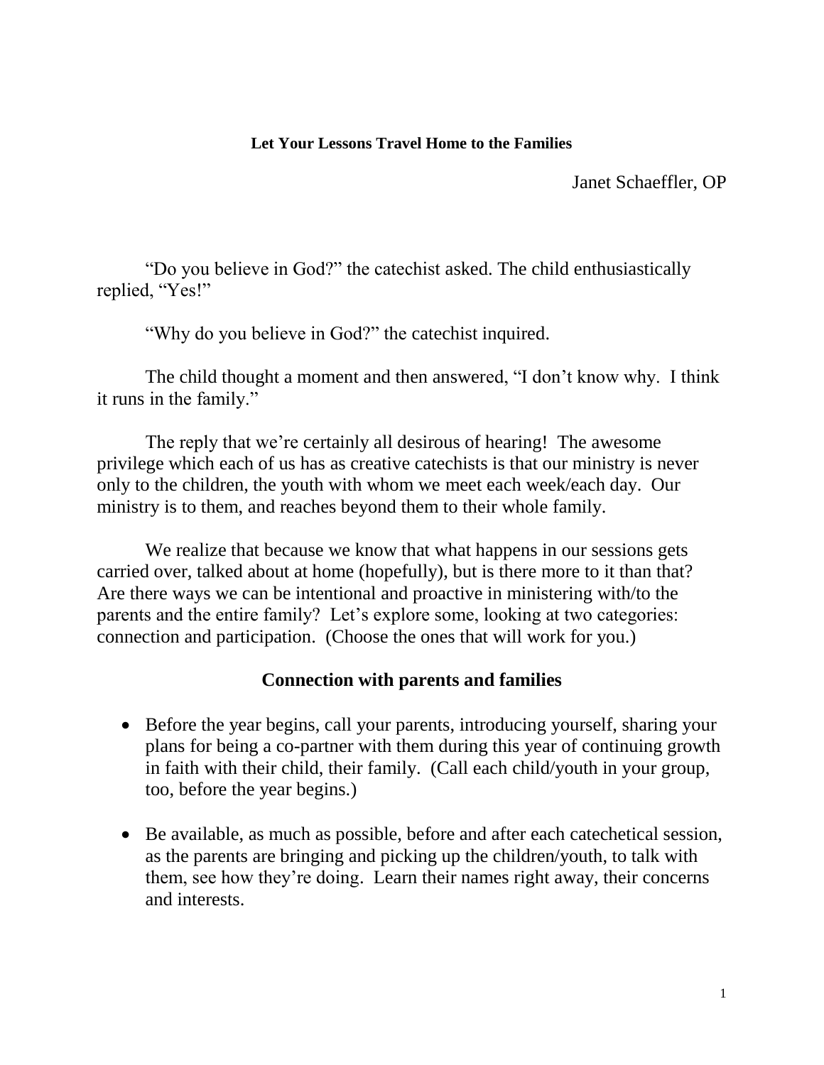**Let Your Lessons Travel Home to the Families**

Janet Schaeffler, OP

"Do you believe in God?" the catechist asked. The child enthusiastically replied, "Yes!"

"Why do you believe in God?" the catechist inquired.

The child thought a moment and then answered, "I don't know why. I think it runs in the family."

The reply that we're certainly all desirous of hearing! The awesome privilege which each of us has as creative catechists is that our ministry is never only to the children, the youth with whom we meet each week/each day. Our ministry is to them, and reaches beyond them to their whole family.

We realize that because we know that what happens in our sessions gets carried over, talked about at home (hopefully), but is there more to it than that? Are there ways we can be intentional and proactive in ministering with/to the parents and the entire family? Let's explore some, looking at two categories: connection and participation. (Choose the ones that will work for you.)

## Connection with parents and families

- Before the year begins, call your parents, introducing yourself, sharing your plans for being a co-partner with them during this year of continuing growth in faith with their child, their family. (Call each child/youth in your group, too, before the year begins.)

- Be available, as much as possible, before and after each catechetical session, as the parents are bringing and picking up the children/youth, to talk with them, see how they're doing. Learn their names right away, their concerns and interests.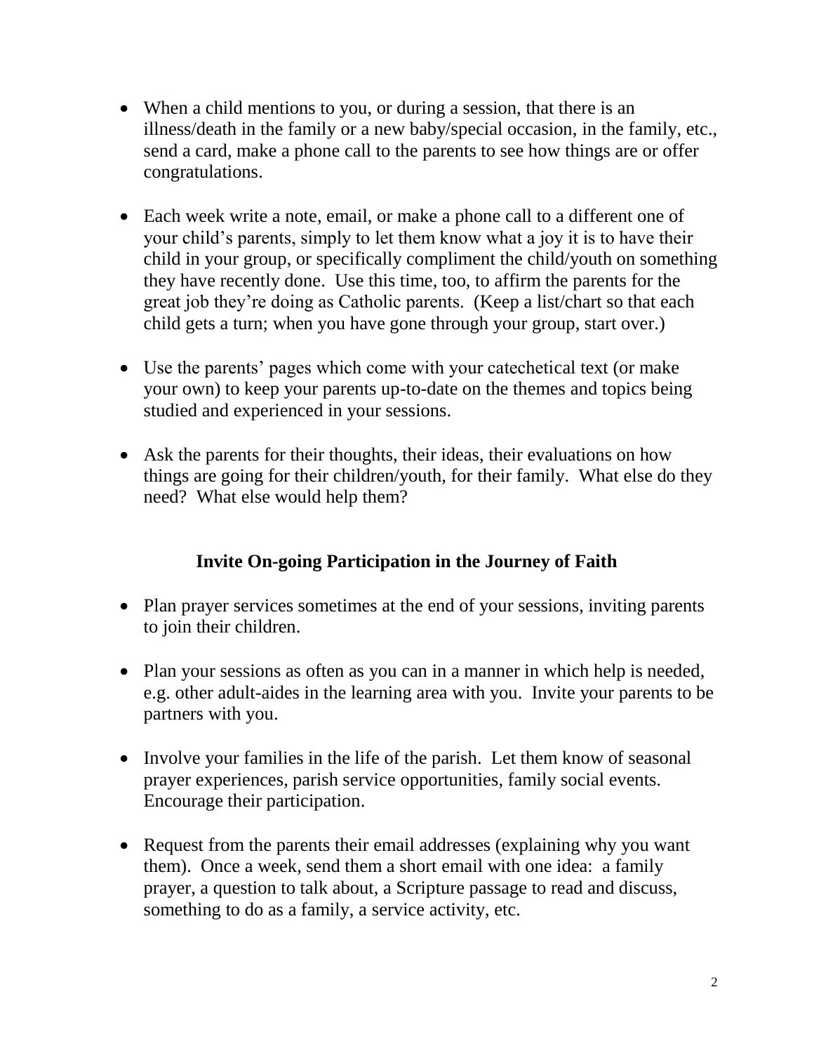- When a child mentions to you, or during a session, that there is an illness/death in the family or a new baby/special occasion, in the family, etc., send a card, make a phone call to the parents to see how things are or offer congratulations.

- Each week write a note, email, or make a phone call to a different one of your child's parents, simply to let them know what a joy it is to have their child in your group, or specifically compliment the child/youth on something they have recently done. Use this time, too, to affirm the parents for the great job they're doing as Catholic parents. (Keep a list/chart so that each child gets a turn; when you have gone through your group, start over.)

- Use the parents' pages which come with your catechetical text (or make your own) to keep your parents up-to-date on the themes and topics being studied and experienced in your sessions.

- Ask the parents for their thoughts, their ideas, their evaluations on how things are going for their children/youth, for their family. What else do they need? What else would help them?

## Invite On-going Participation in the Journey of Faith

- Plan prayer services sometimes at the end of your sessions, inviting parents to join their children.

- Plan your sessions as often as you can in a manner in which help is needed, e.g. other adult-aides in the learning area with you. Invite your parents to be partners with you.

- Involve your families in the life of the parish. Let them know of seasonal prayer experiences, parish service opportunities, family social events. Encourage their participation.

- Request from the parents their email addresses (explaining why you want them). Once a week, send them a short email with one idea: a family prayer, a question to talk about, a Scripture passage to read and discuss, something to do as a family, a service activity, etc.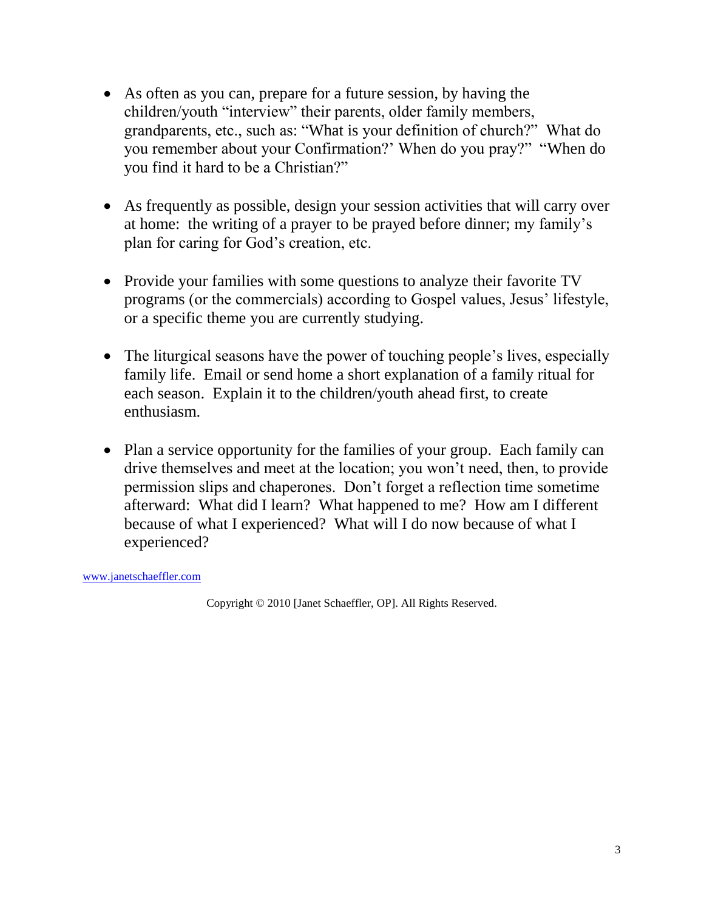- As often as you can, prepare for a future session, by having the children/youth "interview" their parents, older family members, grandparents, etc., such as: "What is your definition of church?" What do you remember about your Confirmation?' When do you pray?" "When do you find it hard to be a Christian?"

- As frequently as possible, design your session activities that will carry over at home: the writing of a prayer to be prayed before dinner; my family's plan for caring for God's creation, etc.

- Provide your families with some questions to analyze their favorite TV programs (or the commercials) according to Gospel values, Jesus' lifestyle, or a specific theme you are currently studying.

- The liturgical seasons have the power of touching people's lives, especially family life. Email or send home a short explanation of a family ritual for each season. Explain it to the children/youth ahead first, to create enthusiasm.

- Plan a service opportunity for the families of your group. Each family can drive themselves and meet at the location; you won't need, then, to provide permission slips and chaperones. Don't forget a reflection time sometime afterward: What did I learn? What happened to me? How am I different because of what I experienced? What will I do now because of what I experienced?

www.janetschaeffler.com

Copyright © 2010 [Janet Schaeffler, OP]. All Rights Reserved.